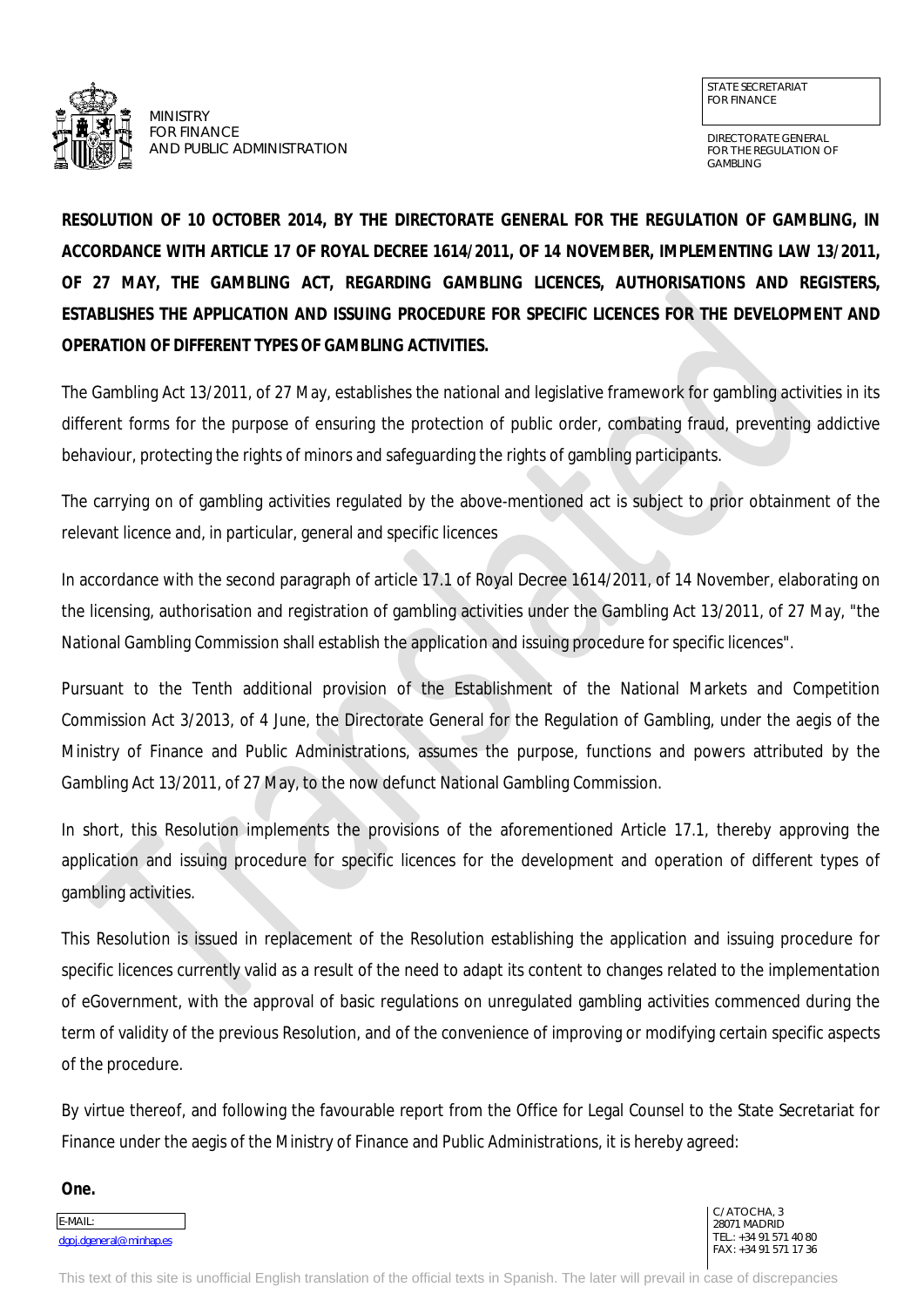MINISTRY FOR FINANCE AND PUBLIC ADMINISTRATION

STATE SECRETARIAT FOR FINANCE

DIRECTORATE GENERAL FOR THE REGULATION OF GAMBLING

**RESOLUTION OF 10 OCTOBER 2014, BY THE DIRECTORATE GENERAL FOR THE REGULATION OF GAMBLING, IN ACCORDANCE WITH ARTICLE 17 OF ROYAL DECREE 1614/2011, OF 14 NOVEMBER, IMPLEMENTING LAW 13/2011, OF 27 MAY, THE GAMBLING ACT, REGARDING GAMBLING LICENCES, AUTHORISATIONS AND REGISTERS, ESTABLISHES THE APPLICATION AND ISSUING PROCEDURE FOR SPECIFIC LICENCES FOR THE DEVELOPMENT AND OPERATION OF DIFFERENT TYPES OF GAMBLING ACTIVITIES.**

The Gambling Act 13/2011, of 27 May, establishes the national and legislative framework for gambling activities in its different forms for the purpose of ensuring the protection of public order, combating fraud, preventing addictive behaviour, protecting the rights of minors and safeguarding the rights of gambling participants.

The carrying on of gambling activities regulated by the above-mentioned act is subject to prior obtainment of the relevant licence and, in particular, general and specific licences

In accordance with the second paragraph of article 17.1 of Royal Decree 1614/2011, of 14 November, elaborating on the licensing, authorisation and registration of gambling activities under the Gambling Act 13/2011, of 27 May, "the National Gambling Commission shall establish the application and issuing procedure for specific licences".

Pursuant to the Tenth additional provision of the Establishment of the National Markets and Competition Commission Act 3/2013, of 4 June, the Directorate General for the Regulation of Gambling, under the aegis of the Ministry of Finance and Public Administrations, assumes the purpose, functions and powers attributed by the Gambling Act 13/2011, of 27 May, to the now defunct National Gambling Commission.

In short, this Resolution implements the provisions of the aforementioned Article 17.1, thereby approving the application and issuing procedure for specific licences for the development and operation of different types of gambling activities.

This Resolution is issued in replacement of the Resolution establishing the application and issuing procedure for specific licences currently valid as a result of the need to adapt its content to changes related to the implementation of eGovernment, with the approval of basic regulations on unregulated gambling activities commenced during the term of validity of the previous Resolution, and of the convenience of improving or modifying certain specific aspects of the procedure.

By virtue thereof, and following the favourable report from the Office for Legal Counsel to the State Secretariat for Finance under the aegis of the Ministry of Finance and Public Administrations, it is hereby agreed:

**One.**

E-MAIL: dgoj.dgeneral@minhap.es

C/ ATOCHA, 3
28071 MADRID
TEL.: +34 91 571 40 80
FAX: +34 91 571 17 36

This text of this site is unofficial English translation of the official texts in Spanish. The later will prevail in case of discrepancies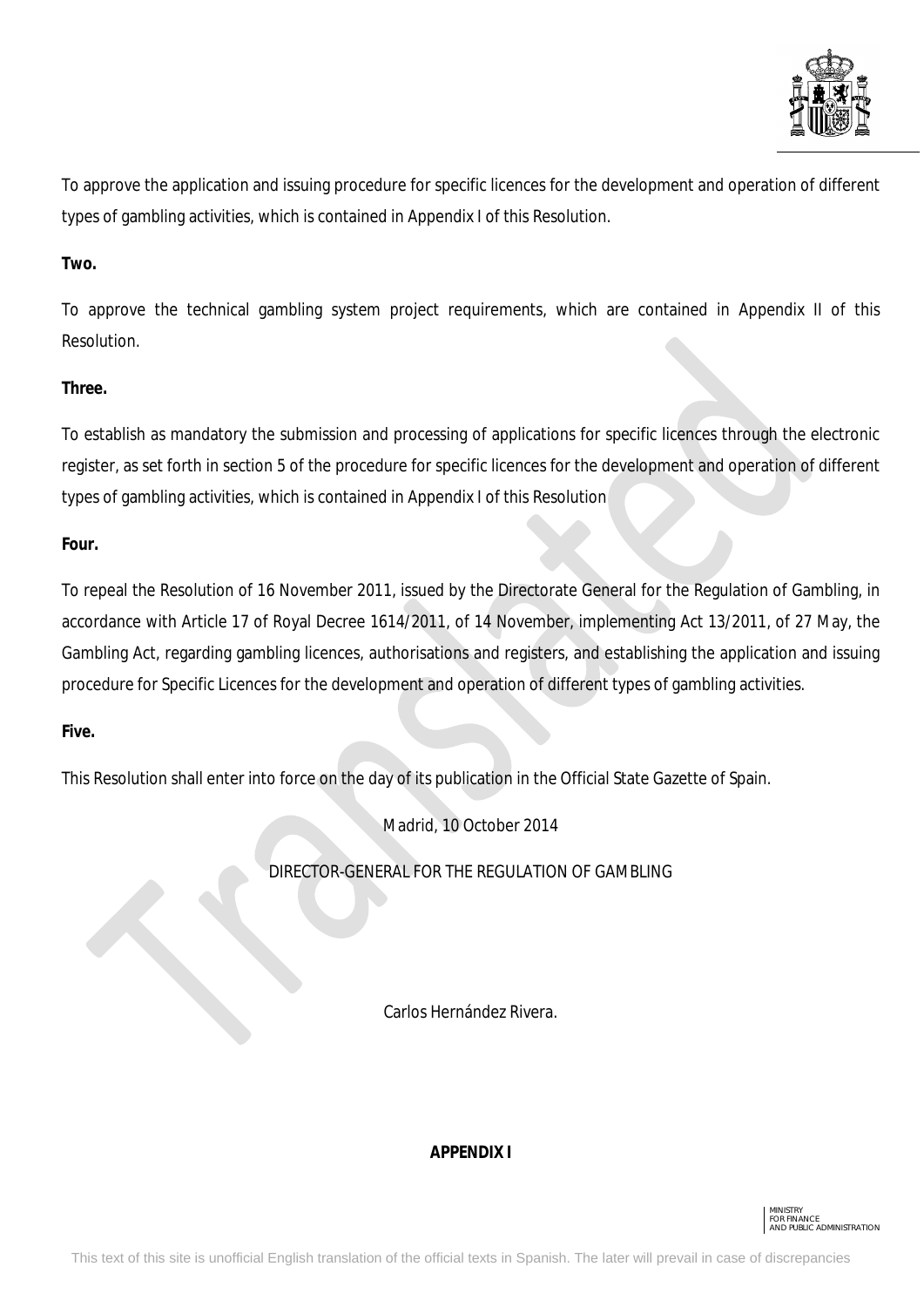To approve the application and issuing procedure for specific licences for the development and operation of different types of gambling activities, which is contained in Appendix I of this Resolution.

**Two.**

To approve the technical gambling system project requirements, which are contained in Appendix II of this Resolution.

**Three.**

To establish as mandatory the submission and processing of applications for specific licences through the electronic register, as set forth in section 5 of the procedure for specific licences for the development and operation of different types of gambling activities, which is contained in Appendix I of this Resolution

**Four.**

To repeal the Resolution of 16 November 2011, issued by the Directorate General for the Regulation of Gambling, in accordance with Article 17 of Royal Decree 1614/2011, of 14 November, implementing Act 13/2011, of 27 May, the Gambling Act, regarding gambling licences, authorisations and registers, and establishing the application and issuing procedure for Specific Licences for the development and operation of different types of gambling activities.

**Five.**

This Resolution shall enter into force on the day of its publication in the Official State Gazette of Spain.

Madrid, 10 October 2014

DIRECTOR-GENERAL FOR THE REGULATION OF GAMBLING

Carlos Hernández Rivera.

**APPENDIX I**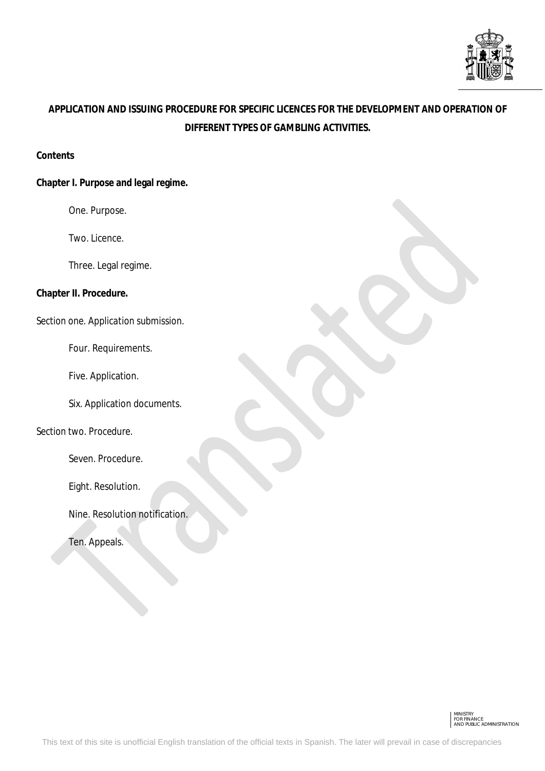**APPLICATION AND ISSUING PROCEDURE FOR SPECIFIC LICENCES FOR THE DEVELOPMENT AND OPERATION OF DIFFERENT TYPES OF GAMBLING ACTIVITIES.**

**Contents**

**Chapter I. Purpose and legal regime.**

One. Purpose.

Two. Licence.

Three. Legal regime.

**Chapter II. Procedure.**

Section one. Application submission.

Four. Requirements.

Five. Application.

Six. Application documents.

Section two. Procedure.

Seven. Procedure.

Eight. Resolution.

Nine. Resolution notification.

Ten. Appeals.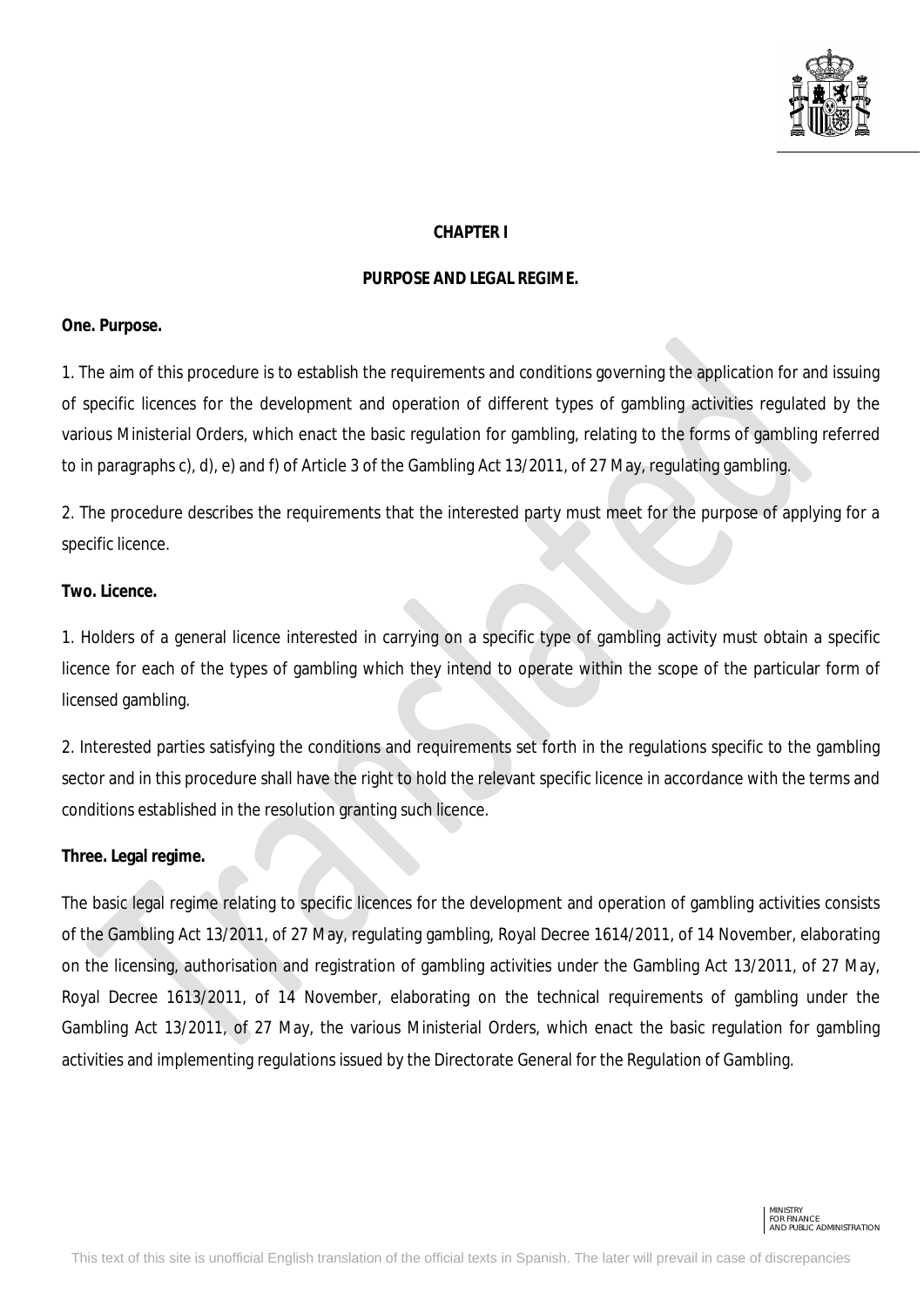## CHAPTER I

## PURPOSE AND LEGAL REGIME.

**One. Purpose.**

1. The aim of this procedure is to establish the requirements and conditions governing the application for and issuing of specific licences for the development and operation of different types of gambling activities regulated by the various Ministerial Orders, which enact the basic regulation for gambling, relating to the forms of gambling referred to in paragraphs c), d), e) and f) of Article 3 of the Gambling Act 13/2011, of 27 May, regulating gambling.

2. The procedure describes the requirements that the interested party must meet for the purpose of applying for a specific licence.

**Two. Licence.**

1. Holders of a general licence interested in carrying on a specific type of gambling activity must obtain a specific licence for each of the types of gambling which they intend to operate within the scope of the particular form of licensed gambling.

2. Interested parties satisfying the conditions and requirements set forth in the regulations specific to the gambling sector and in this procedure shall have the right to hold the relevant specific licence in accordance with the terms and conditions established in the resolution granting such licence.

**Three. Legal regime.**

The basic legal regime relating to specific licences for the development and operation of gambling activities consists of the Gambling Act 13/2011, of 27 May, regulating gambling, Royal Decree 1614/2011, of 14 November, elaborating on the licensing, authorisation and registration of gambling activities under the Gambling Act 13/2011, of 27 May, Royal Decree 1613/2011, of 14 November, elaborating on the technical requirements of gambling under the Gambling Act 13/2011, of 27 May, the various Ministerial Orders, which enact the basic regulation for gambling activities and implementing regulations issued by the Directorate General for the Regulation of Gambling.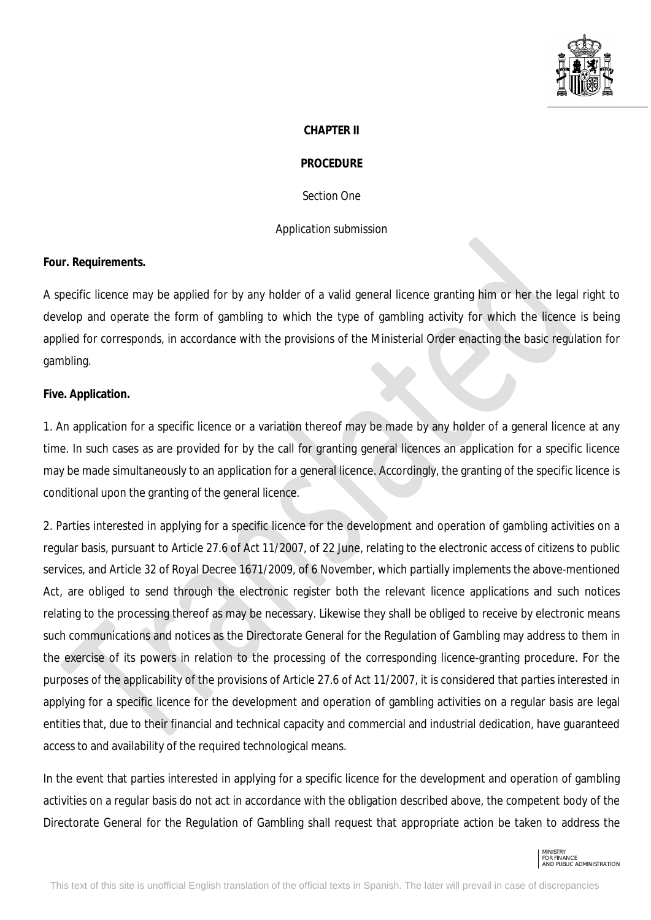## CHAPTER II

## PROCEDURE

### Section One

### Application submission

**Four. Requirements.**

A specific licence may be applied for by any holder of a valid general licence granting him or her the legal right to develop and operate the form of gambling to which the type of gambling activity for which the licence is being applied for corresponds, in accordance with the provisions of the Ministerial Order enacting the basic regulation for gambling.

**Five. Application.**

1. An application for a specific licence or a variation thereof may be made by any holder of a general licence at any time. In such cases as are provided for by the call for granting general licences an application for a specific licence may be made simultaneously to an application for a general licence. Accordingly, the granting of the specific licence is conditional upon the granting of the general licence.

2. Parties interested in applying for a specific licence for the development and operation of gambling activities on a regular basis, pursuant to Article 27.6 of Act 11/2007, of 22 June, relating to the electronic access of citizens to public services, and Article 32 of Royal Decree 1671/2009, of 6 November, which partially implements the above-mentioned Act, are obliged to send through the electronic register both the relevant licence applications and such notices relating to the processing thereof as may be necessary. Likewise they shall be obliged to receive by electronic means such communications and notices as the Directorate General for the Regulation of Gambling may address to them in the exercise of its powers in relation to the processing of the corresponding licence-granting procedure. For the purposes of the applicability of the provisions of Article 27.6 of Act 11/2007, it is considered that parties interested in applying for a specific licence for the development and operation of gambling activities on a regular basis are legal entities that, due to their financial and technical capacity and commercial and industrial dedication, have guaranteed access to and availability of the required technological means.

In the event that parties interested in applying for a specific licence for the development and operation of gambling activities on a regular basis do not act in accordance with the obligation described above, the competent body of the Directorate General for the Regulation of Gambling shall request that appropriate action be taken to address the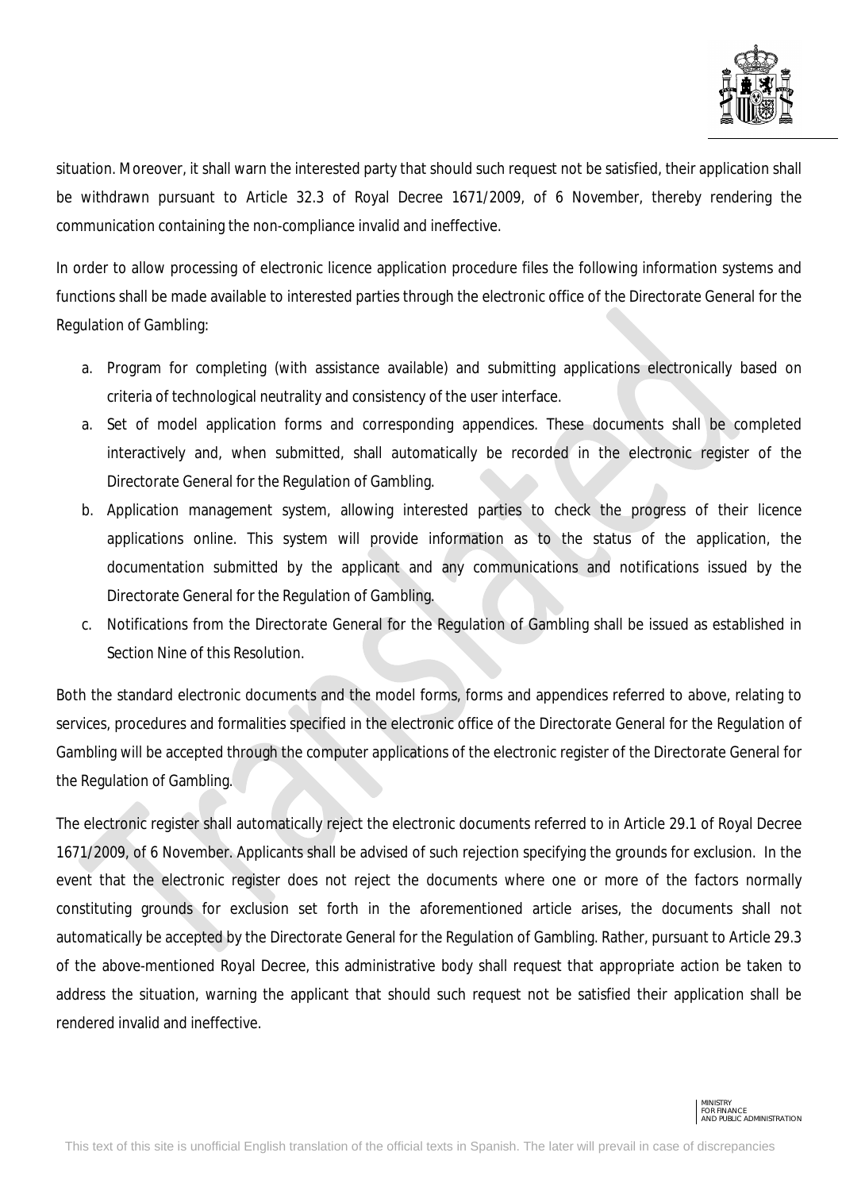situation. Moreover, it shall warn the interested party that should such request not be satisfied, their application shall be withdrawn pursuant to Article 32.3 of Royal Decree 1671/2009, of 6 November, thereby rendering the communication containing the non-compliance invalid and ineffective.

In order to allow processing of electronic licence application procedure files the following information systems and functions shall be made available to interested parties through the electronic office of the Directorate General for the Regulation of Gambling:

a. Program for completing (with assistance available) and submitting applications electronically based on criteria of technological neutrality and consistency of the user interface.
a. Set of model application forms and corresponding appendices. These documents shall be completed interactively and, when submitted, shall automatically be recorded in the electronic register of the Directorate General for the Regulation of Gambling.
b. Application management system, allowing interested parties to check the progress of their licence applications online. This system will provide information as to the status of the application, the documentation submitted by the applicant and any communications and notifications issued by the Directorate General for the Regulation of Gambling.
c. Notifications from the Directorate General for the Regulation of Gambling shall be issued as established in Section Nine of this Resolution.

Both the standard electronic documents and the model forms, forms and appendices referred to above, relating to services, procedures and formalities specified in the electronic office of the Directorate General for the Regulation of Gambling will be accepted through the computer applications of the electronic register of the Directorate General for the Regulation of Gambling.

The electronic register shall automatically reject the electronic documents referred to in Article 29.1 of Royal Decree 1671/2009, of 6 November. Applicants shall be advised of such rejection specifying the grounds for exclusion. In the event that the electronic register does not reject the documents where one or more of the factors normally constituting grounds for exclusion set forth in the aforementioned article arises, the documents shall not automatically be accepted by the Directorate General for the Regulation of Gambling. Rather, pursuant to Article 29.3 of the above-mentioned Royal Decree, this administrative body shall request that appropriate action be taken to address the situation, warning the applicant that should such request not be satisfied their application shall be rendered invalid and ineffective.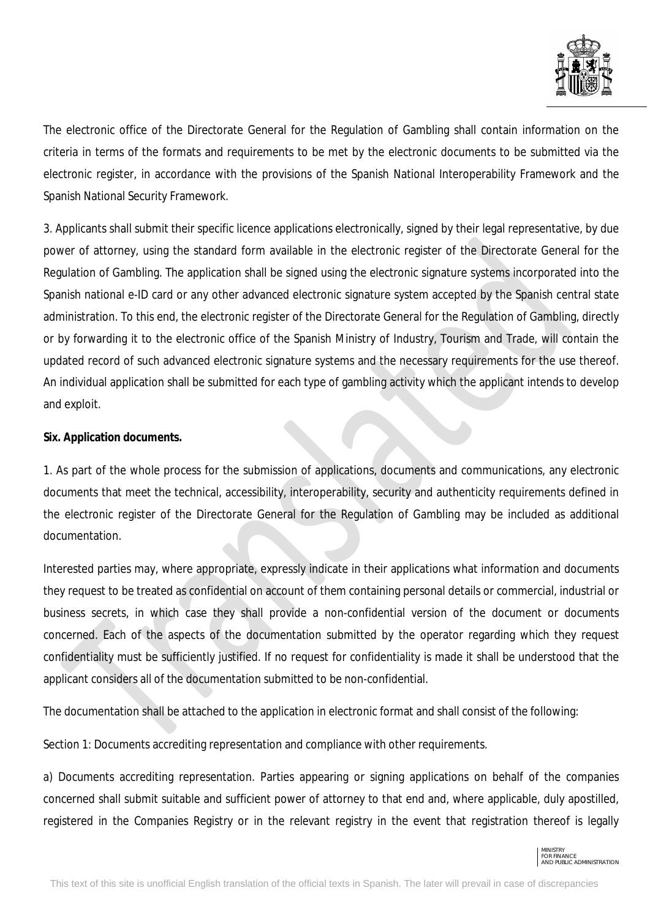The electronic office of the Directorate General for the Regulation of Gambling shall contain information on the criteria in terms of the formats and requirements to be met by the electronic documents to be submitted via the electronic register, in accordance with the provisions of the Spanish National Interoperability Framework and the Spanish National Security Framework.

3. Applicants shall submit their specific licence applications electronically, signed by their legal representative, by due power of attorney, using the standard form available in the electronic register of the Directorate General for the Regulation of Gambling. The application shall be signed using the electronic signature systems incorporated into the Spanish national e-ID card or any other advanced electronic signature system accepted by the Spanish central state administration. To this end, the electronic register of the Directorate General for the Regulation of Gambling, directly or by forwarding it to the electronic office of the Spanish Ministry of Industry, Tourism and Trade, will contain the updated record of such advanced electronic signature systems and the necessary requirements for the use thereof. An individual application shall be submitted for each type of gambling activity which the applicant intends to develop and exploit.

**Six. Application documents.**

1. As part of the whole process for the submission of applications, documents and communications, any electronic documents that meet the technical, accessibility, interoperability, security and authenticity requirements defined in the electronic register of the Directorate General for the Regulation of Gambling may be included as additional documentation.

Interested parties may, where appropriate, expressly indicate in their applications what information and documents they request to be treated as confidential on account of them containing personal details or commercial, industrial or business secrets, in which case they shall provide a non-confidential version of the document or documents concerned. Each of the aspects of the documentation submitted by the operator regarding which they request confidentiality must be sufficiently justified. If no request for confidentiality is made it shall be understood that the applicant considers all of the documentation submitted to be non-confidential.

The documentation shall be attached to the application in electronic format and shall consist of the following:

Section 1: Documents accrediting representation and compliance with other requirements.

a) Documents accrediting representation. Parties appearing or signing applications on behalf of the companies concerned shall submit suitable and sufficient power of attorney to that end and, where applicable, duly apostilled, registered in the Companies Registry or in the relevant registry in the event that registration thereof is legally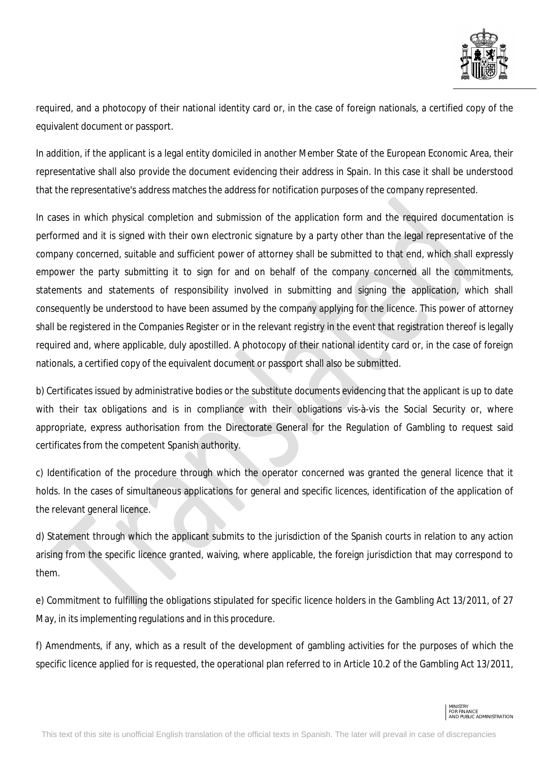required, and a photocopy of their national identity card or, in the case of foreign nationals, a certified copy of the equivalent document or passport.

In addition, if the applicant is a legal entity domiciled in another Member State of the European Economic Area, their representative shall also provide the document evidencing their address in Spain. In this case it shall be understood that the representative's address matches the address for notification purposes of the company represented.

In cases in which physical completion and submission of the application form and the required documentation is performed and it is signed with their own electronic signature by a party other than the legal representative of the company concerned, suitable and sufficient power of attorney shall be submitted to that end, which shall expressly empower the party submitting it to sign for and on behalf of the company concerned all the commitments, statements and statements of responsibility involved in submitting and signing the application, which shall consequently be understood to have been assumed by the company applying for the licence. This power of attorney shall be registered in the Companies Register or in the relevant registry in the event that registration thereof is legally required and, where applicable, duly apostilled. A photocopy of their national identity card or, in the case of foreign nationals, a certified copy of the equivalent document or passport shall also be submitted.

b) Certificates issued by administrative bodies or the substitute documents evidencing that the applicant is up to date with their tax obligations and is in compliance with their obligations vis-à-vis the Social Security or, where appropriate, express authorisation from the Directorate General for the Regulation of Gambling to request said certificates from the competent Spanish authority.

c) Identification of the procedure through which the operator concerned was granted the general licence that it holds. In the cases of simultaneous applications for general and specific licences, identification of the application of the relevant general licence.

d) Statement through which the applicant submits to the jurisdiction of the Spanish courts in relation to any action arising from the specific licence granted, waiving, where applicable, the foreign jurisdiction that may correspond to them.

e) Commitment to fulfilling the obligations stipulated for specific licence holders in the Gambling Act 13/2011, of 27 May, in its implementing regulations and in this procedure.

f) Amendments, if any, which as a result of the development of gambling activities for the purposes of which the specific licence applied for is requested, the operational plan referred to in Article 10.2 of the Gambling Act 13/2011,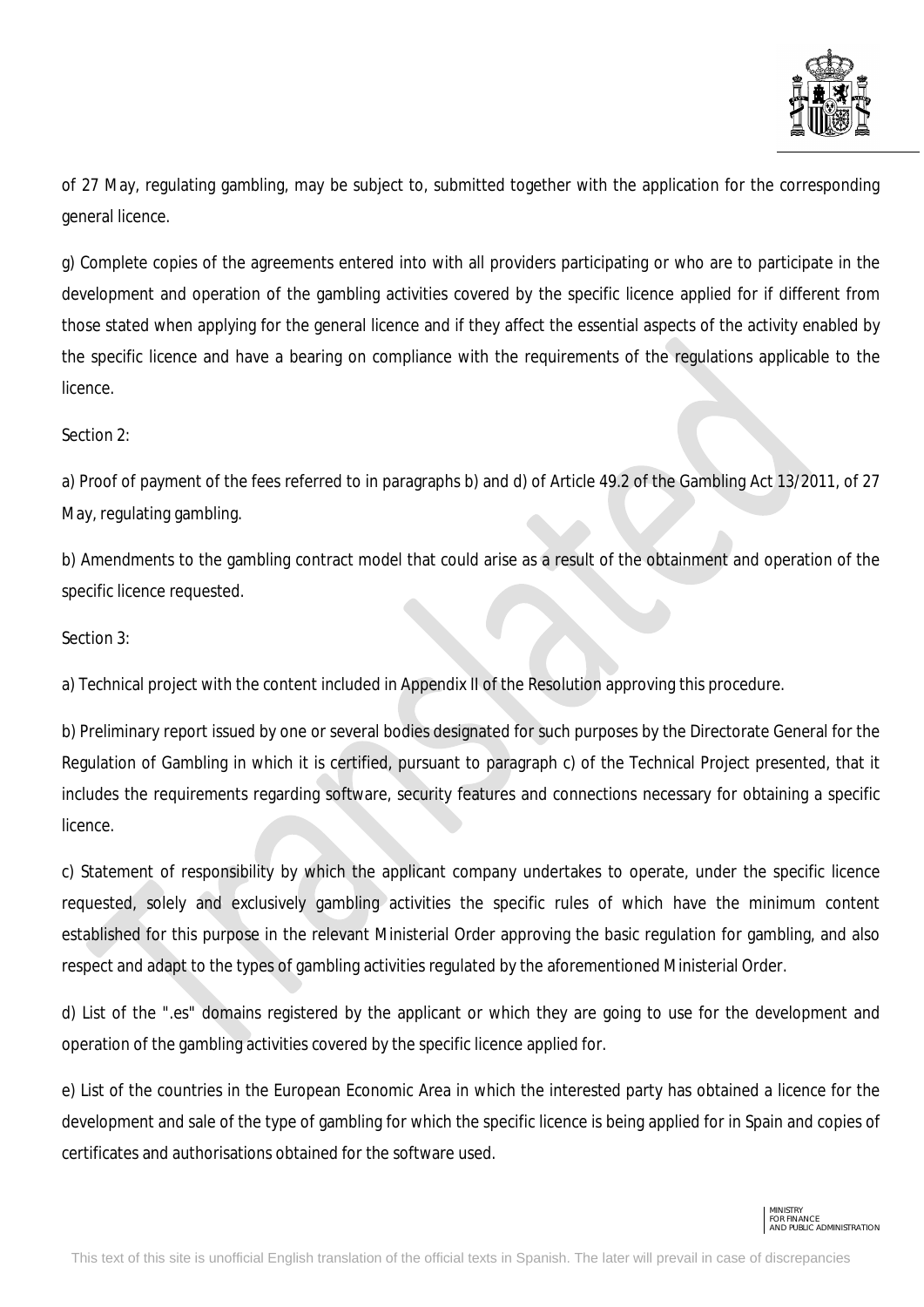of 27 May, regulating gambling, may be subject to, submitted together with the application for the corresponding general licence.

g) Complete copies of the agreements entered into with all providers participating or who are to participate in the development and operation of the gambling activities covered by the specific licence applied for if different from those stated when applying for the general licence and if they affect the essential aspects of the activity enabled by the specific licence and have a bearing on compliance with the requirements of the regulations applicable to the licence.

Section 2:

a) Proof of payment of the fees referred to in paragraphs b) and d) of Article 49.2 of the Gambling Act 13/2011, of 27 May, regulating gambling.

b) Amendments to the gambling contract model that could arise as a result of the obtainment and operation of the specific licence requested.

Section 3:

a) Technical project with the content included in Appendix II of the Resolution approving this procedure.

b) Preliminary report issued by one or several bodies designated for such purposes by the Directorate General for the Regulation of Gambling in which it is certified, pursuant to paragraph c) of the Technical Project presented, that it includes the requirements regarding software, security features and connections necessary for obtaining a specific licence.

c) Statement of responsibility by which the applicant company undertakes to operate, under the specific licence requested, solely and exclusively gambling activities the specific rules of which have the minimum content established for this purpose in the relevant Ministerial Order approving the basic regulation for gambling, and also respect and adapt to the types of gambling activities regulated by the aforementioned Ministerial Order.

d) List of the ".es" domains registered by the applicant or which they are going to use for the development and operation of the gambling activities covered by the specific licence applied for.

e) List of the countries in the European Economic Area in which the interested party has obtained a licence for the development and sale of the type of gambling for which the specific licence is being applied for in Spain and copies of certificates and authorisations obtained for the software used.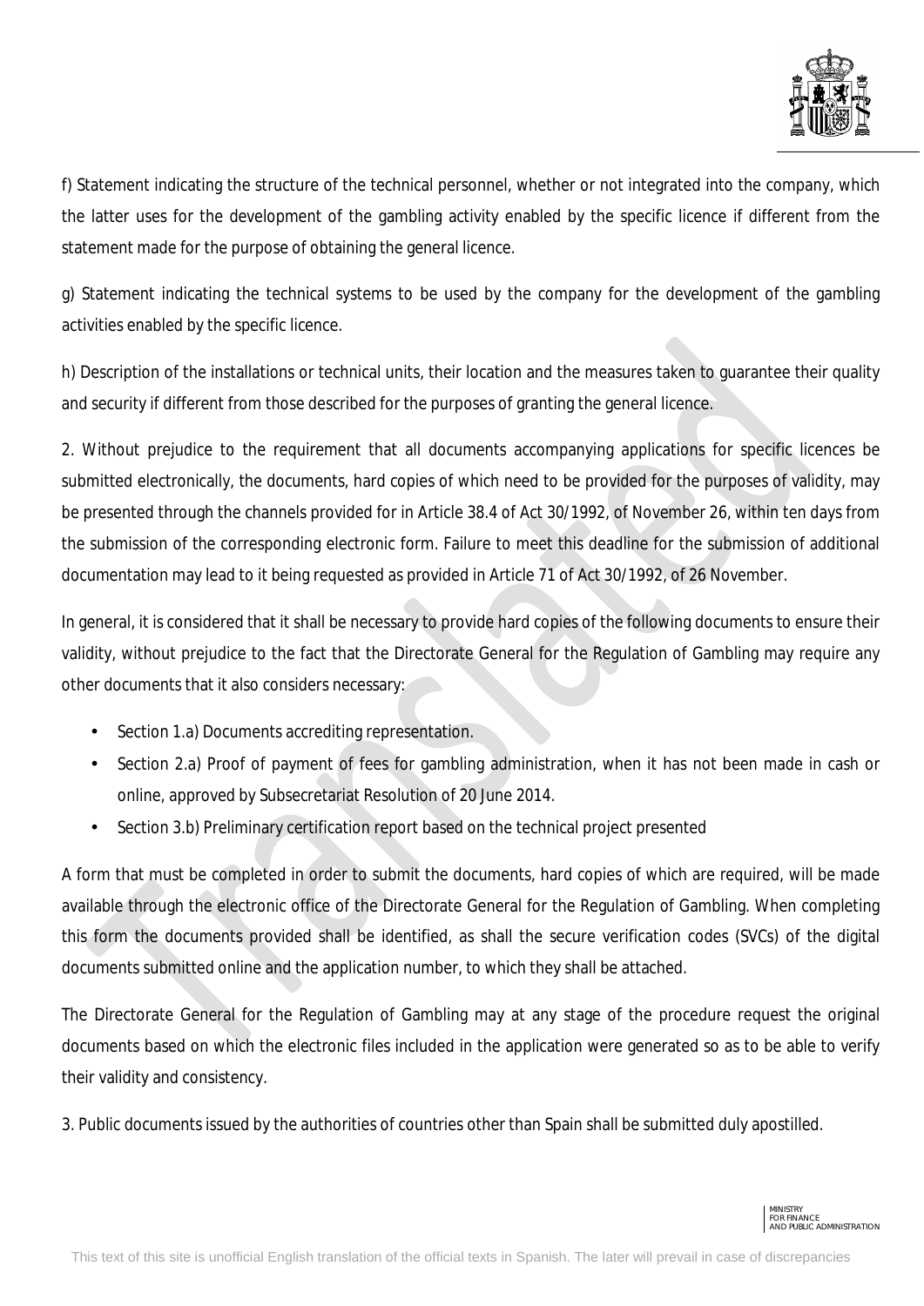f) Statement indicating the structure of the technical personnel, whether or not integrated into the company, which the latter uses for the development of the gambling activity enabled by the specific licence if different from the statement made for the purpose of obtaining the general licence.

g) Statement indicating the technical systems to be used by the company for the development of the gambling activities enabled by the specific licence.

h) Description of the installations or technical units, their location and the measures taken to guarantee their quality and security if different from those described for the purposes of granting the general licence.

2. Without prejudice to the requirement that all documents accompanying applications for specific licences be submitted electronically, the documents, hard copies of which need to be provided for the purposes of validity, may be presented through the channels provided for in Article 38.4 of Act 30/1992, of November 26, within ten days from the submission of the corresponding electronic form. Failure to meet this deadline for the submission of additional documentation may lead to it being requested as provided in Article 71 of Act 30/1992, of 26 November.

In general, it is considered that it shall be necessary to provide hard copies of the following documents to ensure their validity, without prejudice to the fact that the Directorate General for the Regulation of Gambling may require any other documents that it also considers necessary:

- Section 1.a) Documents accrediting representation.
- Section 2.a) Proof of payment of fees for gambling administration, when it has not been made in cash or online, approved by Subsecretariat Resolution of 20 June 2014.
- Section 3.b) Preliminary certification report based on the technical project presented

A form that must be completed in order to submit the documents, hard copies of which are required, will be made available through the electronic office of the Directorate General for the Regulation of Gambling. When completing this form the documents provided shall be identified, as shall the secure verification codes (SVCs) of the digital documents submitted online and the application number, to which they shall be attached.

The Directorate General for the Regulation of Gambling may at any stage of the procedure request the original documents based on which the electronic files included in the application were generated so as to be able to verify their validity and consistency.

3. Public documents issued by the authorities of countries other than Spain shall be submitted duly apostilled.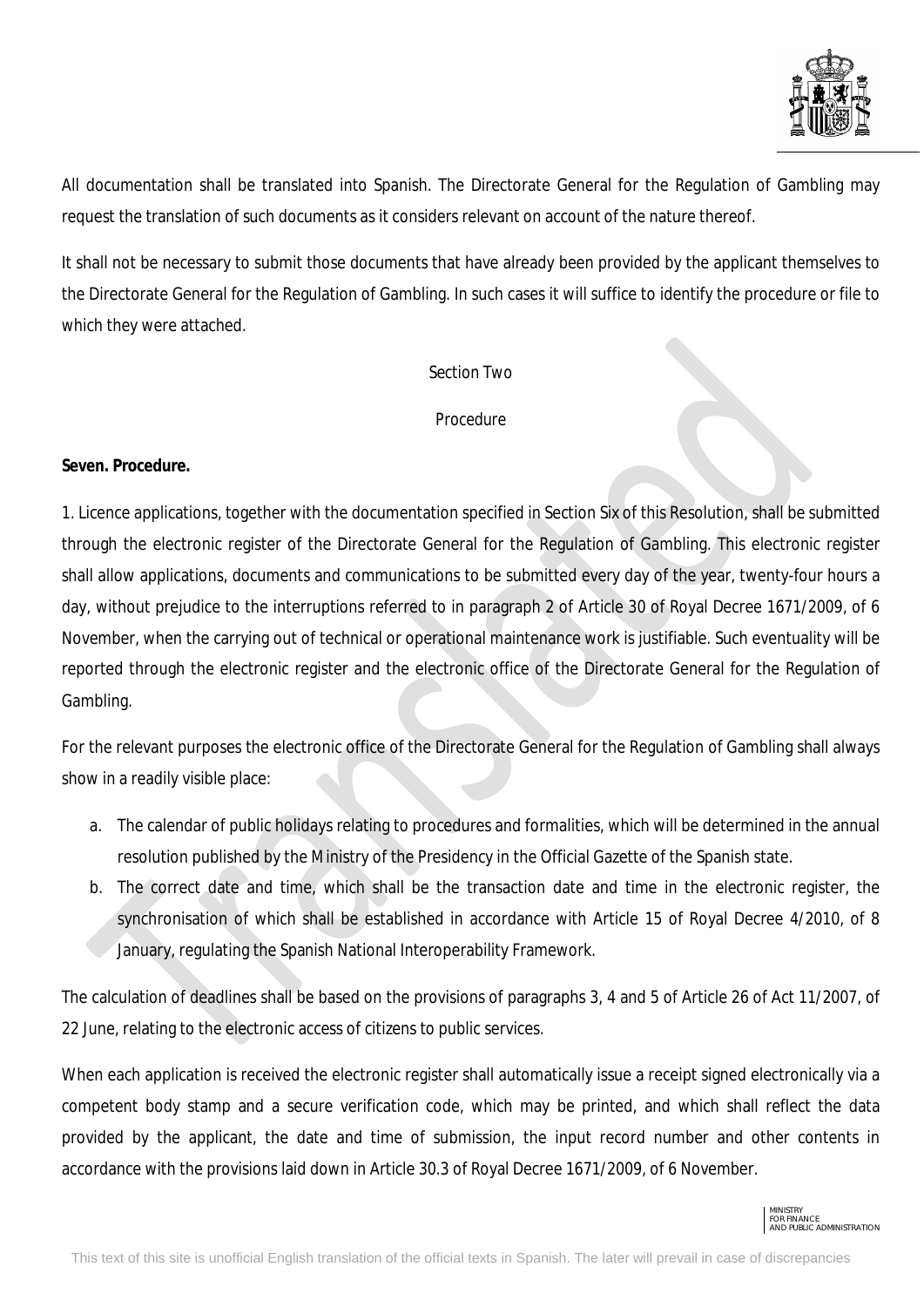All documentation shall be translated into Spanish. The Directorate General for the Regulation of Gambling may request the translation of such documents as it considers relevant on account of the nature thereof.

It shall not be necessary to submit those documents that have already been provided by the applicant themselves to the Directorate General for the Regulation of Gambling. In such cases it will suffice to identify the procedure or file to which they were attached.

## Section Two

## Procedure

**Seven. Procedure.**

1. Licence applications, together with the documentation specified in Section Six of this Resolution, shall be submitted through the electronic register of the Directorate General for the Regulation of Gambling. This electronic register shall allow applications, documents and communications to be submitted every day of the year, twenty-four hours a day, without prejudice to the interruptions referred to in paragraph 2 of Article 30 of Royal Decree 1671/2009, of 6 November, when the carrying out of technical or operational maintenance work is justifiable. Such eventuality will be reported through the electronic register and the electronic office of the Directorate General for the Regulation of Gambling.

For the relevant purposes the electronic office of the Directorate General for the Regulation of Gambling shall always show in a readily visible place:

a. The calendar of public holidays relating to procedures and formalities, which will be determined in the annual resolution published by the Ministry of the Presidency in the Official Gazette of the Spanish state.
b. The correct date and time, which shall be the transaction date and time in the electronic register, the synchronisation of which shall be established in accordance with Article 15 of Royal Decree 4/2010, of 8 January, regulating the Spanish National Interoperability Framework.

The calculation of deadlines shall be based on the provisions of paragraphs 3, 4 and 5 of Article 26 of Act 11/2007, of 22 June, relating to the electronic access of citizens to public services.

When each application is received the electronic register shall automatically issue a receipt signed electronically via a competent body stamp and a secure verification code, which may be printed, and which shall reflect the data provided by the applicant, the date and time of submission, the input record number and other contents in accordance with the provisions laid down in Article 30.3 of Royal Decree 1671/2009, of 6 November.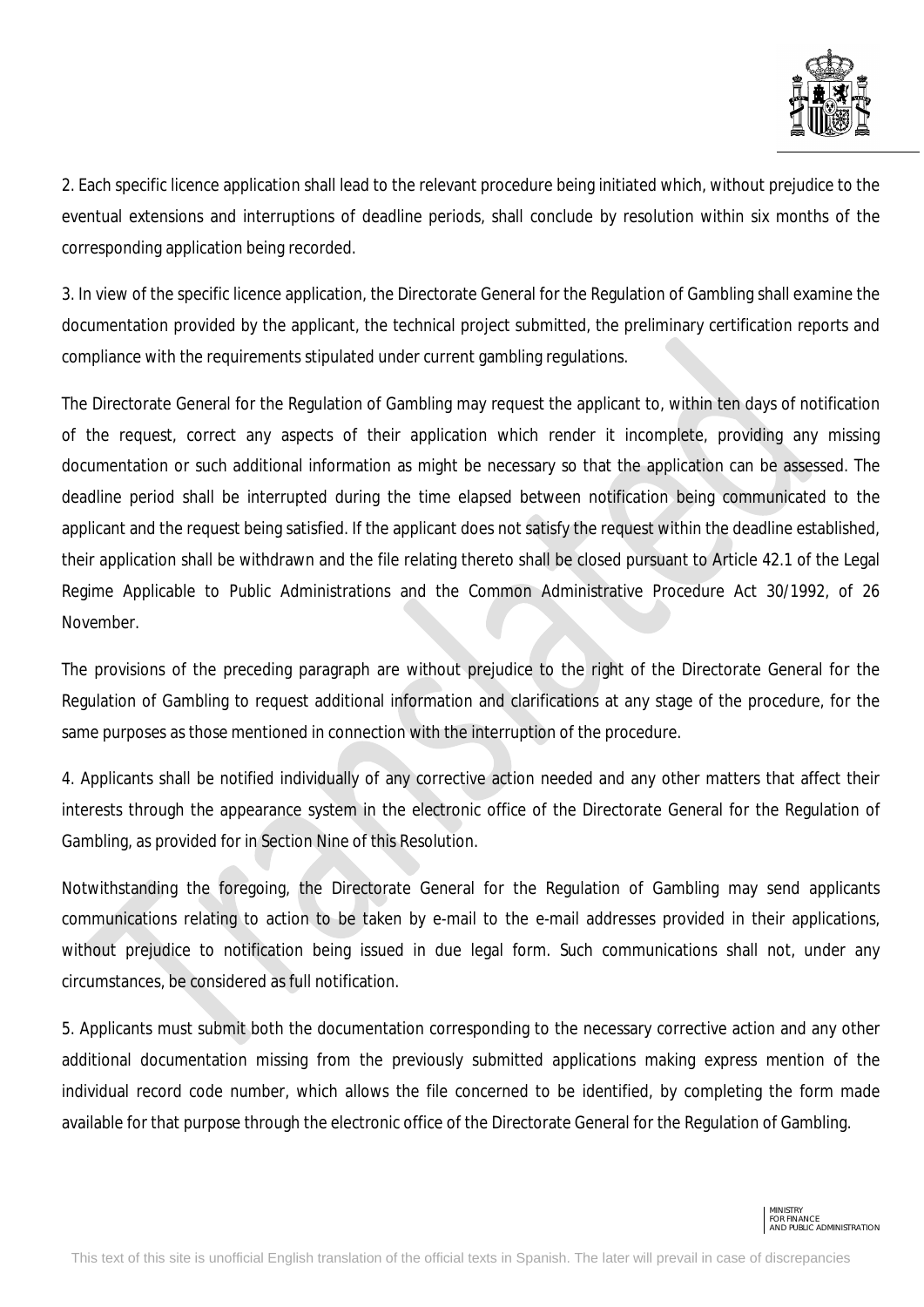2. Each specific licence application shall lead to the relevant procedure being initiated which, without prejudice to the eventual extensions and interruptions of deadline periods, shall conclude by resolution within six months of the corresponding application being recorded.

3. In view of the specific licence application, the Directorate General for the Regulation of Gambling shall examine the documentation provided by the applicant, the technical project submitted, the preliminary certification reports and compliance with the requirements stipulated under current gambling regulations.

The Directorate General for the Regulation of Gambling may request the applicant to, within ten days of notification of the request, correct any aspects of their application which render it incomplete, providing any missing documentation or such additional information as might be necessary so that the application can be assessed. The deadline period shall be interrupted during the time elapsed between notification being communicated to the applicant and the request being satisfied. If the applicant does not satisfy the request within the deadline established, their application shall be withdrawn and the file relating thereto shall be closed pursuant to Article 42.1 of the Legal Regime Applicable to Public Administrations and the Common Administrative Procedure Act 30/1992, of 26 November.

The provisions of the preceding paragraph are without prejudice to the right of the Directorate General for the Regulation of Gambling to request additional information and clarifications at any stage of the procedure, for the same purposes as those mentioned in connection with the interruption of the procedure.

4. Applicants shall be notified individually of any corrective action needed and any other matters that affect their interests through the appearance system in the electronic office of the Directorate General for the Regulation of Gambling, as provided for in Section Nine of this Resolution.

Notwithstanding the foregoing, the Directorate General for the Regulation of Gambling may send applicants communications relating to action to be taken by e-mail to the e-mail addresses provided in their applications, without prejudice to notification being issued in due legal form. Such communications shall not, under any circumstances, be considered as full notification.

5. Applicants must submit both the documentation corresponding to the necessary corrective action and any other additional documentation missing from the previously submitted applications making express mention of the individual record code number, which allows the file concerned to be identified, by completing the form made available for that purpose through the electronic office of the Directorate General for the Regulation of Gambling.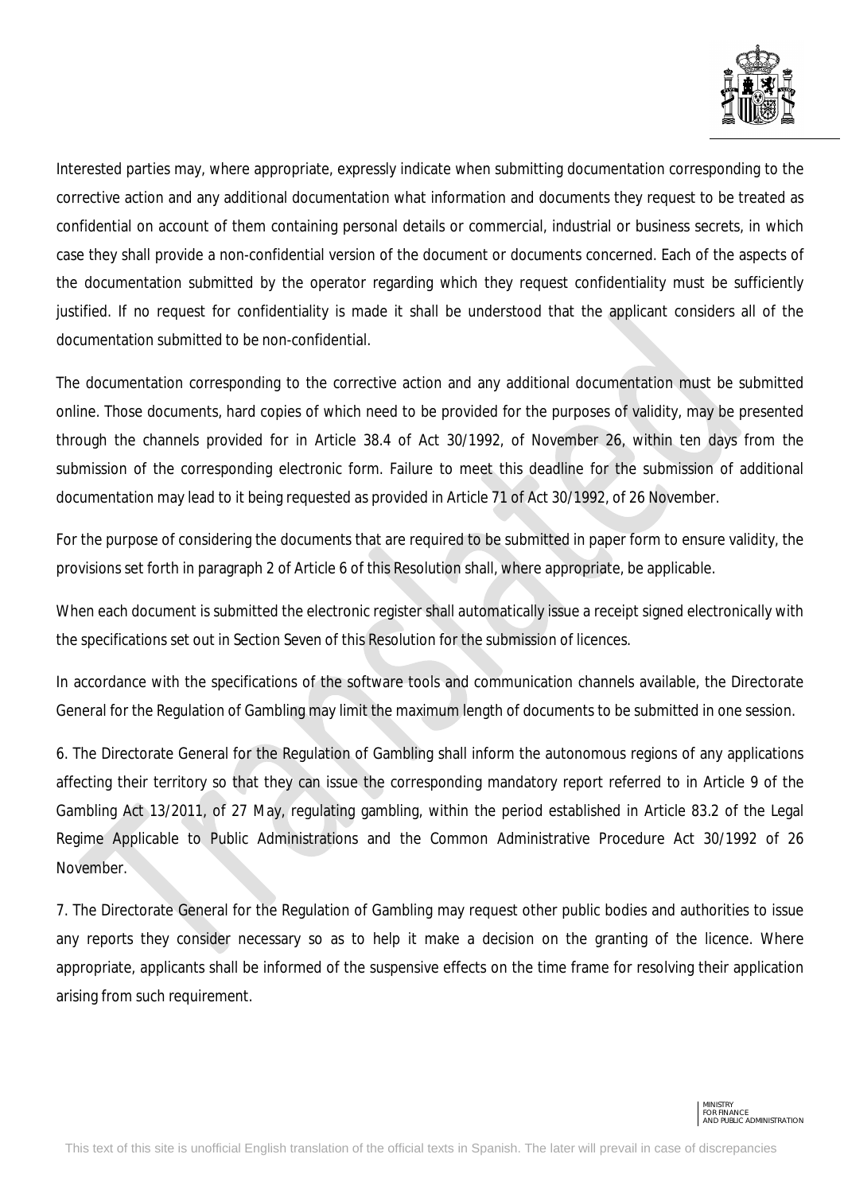Interested parties may, where appropriate, expressly indicate when submitting documentation corresponding to the corrective action and any additional documentation what information and documents they request to be treated as confidential on account of them containing personal details or commercial, industrial or business secrets, in which case they shall provide a non-confidential version of the document or documents concerned. Each of the aspects of the documentation submitted by the operator regarding which they request confidentiality must be sufficiently justified. If no request for confidentiality is made it shall be understood that the applicant considers all of the documentation submitted to be non-confidential.

The documentation corresponding to the corrective action and any additional documentation must be submitted online. Those documents, hard copies of which need to be provided for the purposes of validity, may be presented through the channels provided for in Article 38.4 of Act 30/1992, of November 26, within ten days from the submission of the corresponding electronic form. Failure to meet this deadline for the submission of additional documentation may lead to it being requested as provided in Article 71 of Act 30/1992, of 26 November.

For the purpose of considering the documents that are required to be submitted in paper form to ensure validity, the provisions set forth in paragraph 2 of Article 6 of this Resolution shall, where appropriate, be applicable.

When each document is submitted the electronic register shall automatically issue a receipt signed electronically with the specifications set out in Section Seven of this Resolution for the submission of licences.

In accordance with the specifications of the software tools and communication channels available, the Directorate General for the Regulation of Gambling may limit the maximum length of documents to be submitted in one session.

6. The Directorate General for the Regulation of Gambling shall inform the autonomous regions of any applications affecting their territory so that they can issue the corresponding mandatory report referred to in Article 9 of the Gambling Act 13/2011, of 27 May, regulating gambling, within the period established in Article 83.2 of the Legal Regime Applicable to Public Administrations and the Common Administrative Procedure Act 30/1992 of 26 November.

7. The Directorate General for the Regulation of Gambling may request other public bodies and authorities to issue any reports they consider necessary so as to help it make a decision on the granting of the licence. Where appropriate, applicants shall be informed of the suspensive effects on the time frame for resolving their application arising from such requirement.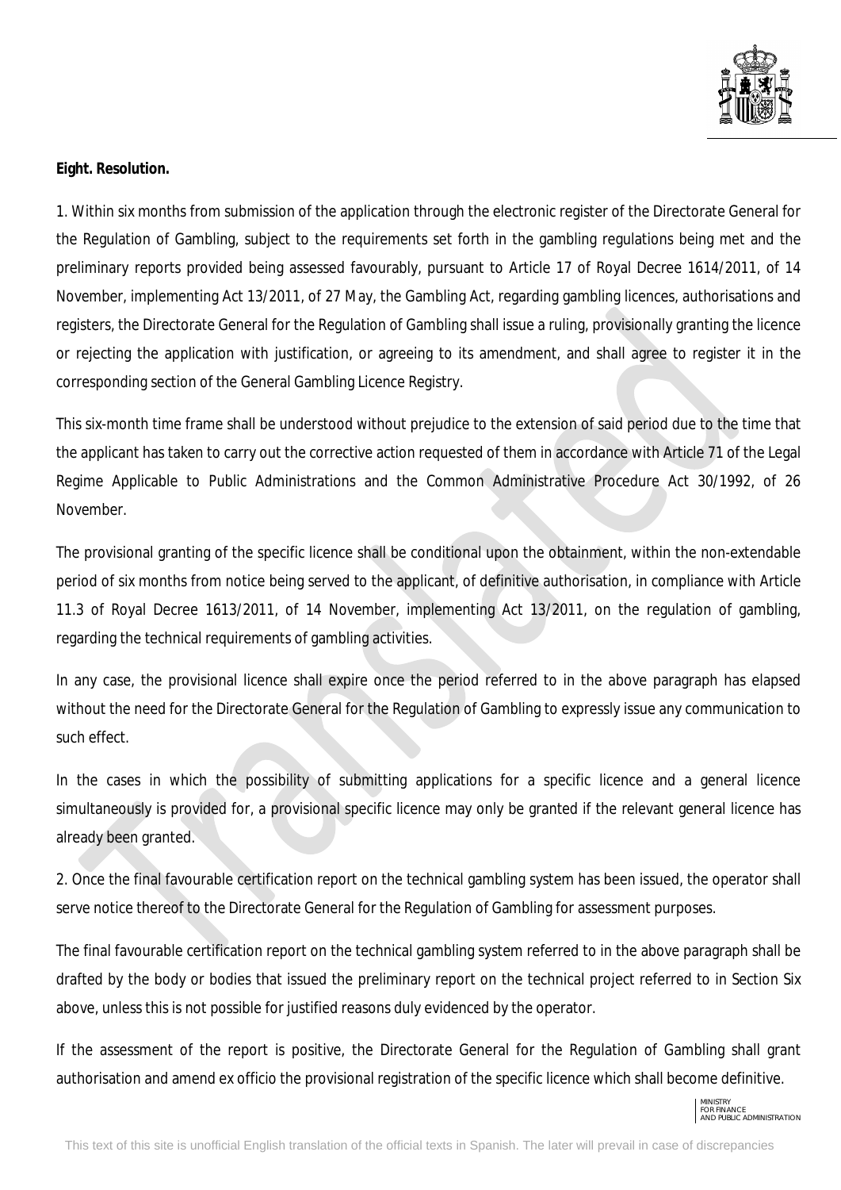**Eight. Resolution.**

1. Within six months from submission of the application through the electronic register of the Directorate General for the Regulation of Gambling, subject to the requirements set forth in the gambling regulations being met and the preliminary reports provided being assessed favourably, pursuant to Article 17 of Royal Decree 1614/2011, of 14 November, implementing Act 13/2011, of 27 May, the Gambling Act, regarding gambling licences, authorisations and registers, the Directorate General for the Regulation of Gambling shall issue a ruling, provisionally granting the licence or rejecting the application with justification, or agreeing to its amendment, and shall agree to register it in the corresponding section of the General Gambling Licence Registry.

This six-month time frame shall be understood without prejudice to the extension of said period due to the time that the applicant has taken to carry out the corrective action requested of them in accordance with Article 71 of the Legal Regime Applicable to Public Administrations and the Common Administrative Procedure Act 30/1992, of 26 November.

The provisional granting of the specific licence shall be conditional upon the obtainment, within the non-extendable period of six months from notice being served to the applicant, of definitive authorisation, in compliance with Article 11.3 of Royal Decree 1613/2011, of 14 November, implementing Act 13/2011, on the regulation of gambling, regarding the technical requirements of gambling activities.

In any case, the provisional licence shall expire once the period referred to in the above paragraph has elapsed without the need for the Directorate General for the Regulation of Gambling to expressly issue any communication to such effect.

In the cases in which the possibility of submitting applications for a specific licence and a general licence simultaneously is provided for, a provisional specific licence may only be granted if the relevant general licence has already been granted.

2. Once the final favourable certification report on the technical gambling system has been issued, the operator shall serve notice thereof to the Directorate General for the Regulation of Gambling for assessment purposes.

The final favourable certification report on the technical gambling system referred to in the above paragraph shall be drafted by the body or bodies that issued the preliminary report on the technical project referred to in Section Six above, unless this is not possible for justified reasons duly evidenced by the operator.

If the assessment of the report is positive, the Directorate General for the Regulation of Gambling shall grant authorisation and amend ex officio the provisional registration of the specific licence which shall become definitive.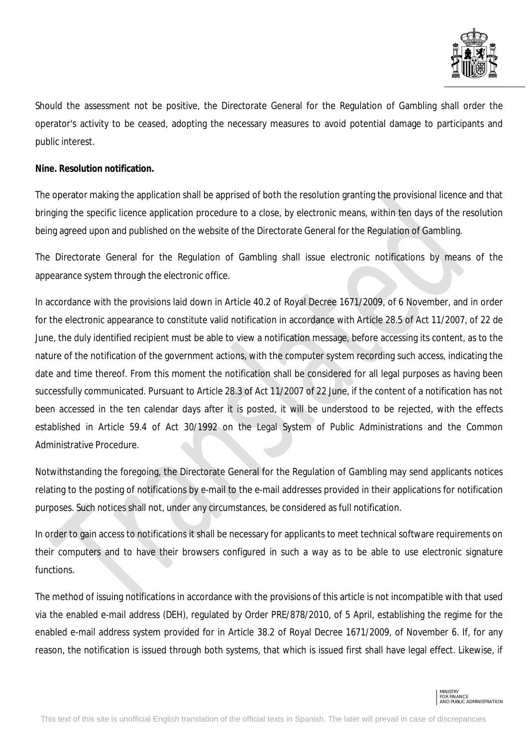Should the assessment not be positive, the Directorate General for the Regulation of Gambling shall order the operator's activity to be ceased, adopting the necessary measures to avoid potential damage to participants and public interest.

**Nine. Resolution notification.**

The operator making the application shall be apprised of both the resolution granting the provisional licence and that bringing the specific licence application procedure to a close, by electronic means, within ten days of the resolution being agreed upon and published on the website of the Directorate General for the Regulation of Gambling.

The Directorate General for the Regulation of Gambling shall issue electronic notifications by means of the appearance system through the electronic office.

In accordance with the provisions laid down in Article 40.2 of Royal Decree 1671/2009, of 6 November, and in order for the electronic appearance to constitute valid notification in accordance with Article 28.5 of Act 11/2007, of 22 de June, the duly identified recipient must be able to view a notification message, before accessing its content, as to the nature of the notification of the government actions, with the computer system recording such access, indicating the date and time thereof. From this moment the notification shall be considered for all legal purposes as having been successfully communicated. Pursuant to Article 28.3 of Act 11/2007 of 22 June, if the content of a notification has not been accessed in the ten calendar days after it is posted, it will be understood to be rejected, with the effects established in Article 59.4 of Act 30/1992 on the Legal System of Public Administrations and the Common Administrative Procedure.

Notwithstanding the foregoing, the Directorate General for the Regulation of Gambling may send applicants notices relating to the posting of notifications by e-mail to the e-mail addresses provided in their applications for notification purposes. Such notices shall not, under any circumstances, be considered as full notification.

In order to gain access to notifications it shall be necessary for applicants to meet technical software requirements on their computers and to have their browsers configured in such a way as to be able to use electronic signature functions.

The method of issuing notifications in accordance with the provisions of this article is not incompatible with that used via the enabled e-mail address (DEH), regulated by Order PRE/878/2010, of 5 April, establishing the regime for the enabled e-mail address system provided for in Article 38.2 of Royal Decree 1671/2009, of November 6. If, for any reason, the notification is issued through both systems, that which is issued first shall have legal effect. Likewise, if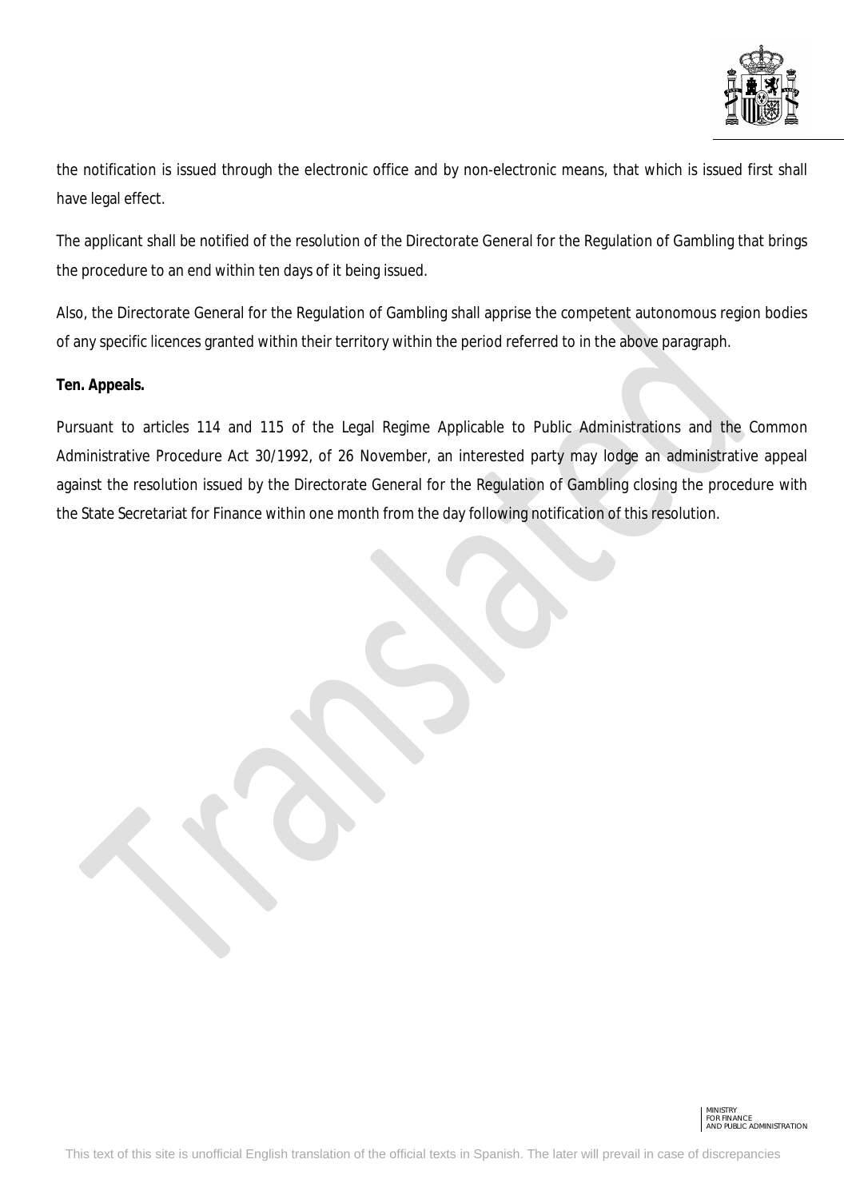the notification is issued through the electronic office and by non-electronic means, that which is issued first shall have legal effect.

The applicant shall be notified of the resolution of the Directorate General for the Regulation of Gambling that brings the procedure to an end within ten days of it being issued.

Also, the Directorate General for the Regulation of Gambling shall apprise the competent autonomous region bodies of any specific licences granted within their territory within the period referred to in the above paragraph.

**Ten. Appeals.**

Pursuant to articles 114 and 115 of the Legal Regime Applicable to Public Administrations and the Common Administrative Procedure Act 30/1992, of 26 November, an interested party may lodge an administrative appeal against the resolution issued by the Directorate General for the Regulation of Gambling closing the procedure with the State Secretariat for Finance within one month from the day following notification of this resolution.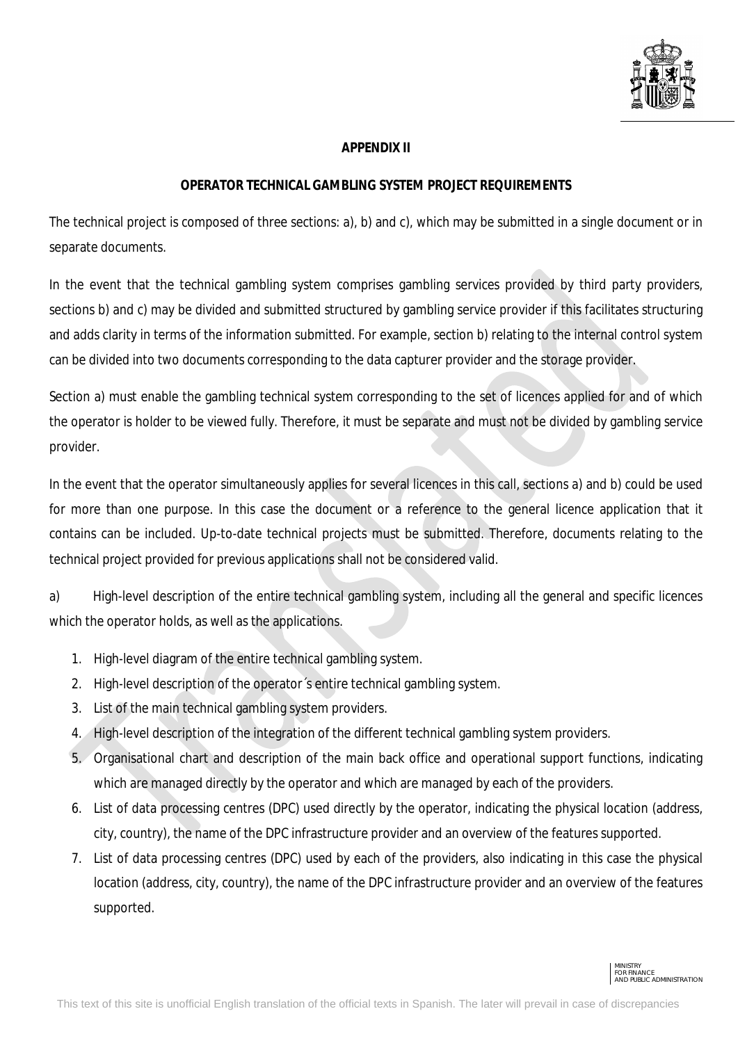**APPENDIX II**

**OPERATOR TECHNICAL GAMBLING SYSTEM PROJECT REQUIREMENTS**

The technical project is composed of three sections: a), b) and c), which may be submitted in a single document or in separate documents.

In the event that the technical gambling system comprises gambling services provided by third party providers, sections b) and c) may be divided and submitted structured by gambling service provider if this facilitates structuring and adds clarity in terms of the information submitted. For example, section b) relating to the internal control system can be divided into two documents corresponding to the data capturer provider and the storage provider.

Section a) must enable the gambling technical system corresponding to the set of licences applied for and of which the operator is holder to be viewed fully. Therefore, it must be separate and must not be divided by gambling service provider.

In the event that the operator simultaneously applies for several licences in this call, sections a) and b) could be used for more than one purpose. In this case the document or a reference to the general licence application that it contains can be included. Up-to-date technical projects must be submitted. Therefore, documents relating to the technical project provided for previous applications shall not be considered valid.

a) High-level description of the entire technical gambling system, including all the general and specific licences which the operator holds, as well as the applications.

1. High-level diagram of the entire technical gambling system.
2. High-level description of the operator´s entire technical gambling system.
3. List of the main technical gambling system providers.
4. High-level description of the integration of the different technical gambling system providers.
5. Organisational chart and description of the main back office and operational support functions, indicating which are managed directly by the operator and which are managed by each of the providers.
6. List of data processing centres (DPC) used directly by the operator, indicating the physical location (address, city, country), the name of the DPC infrastructure provider and an overview of the features supported.
7. List of data processing centres (DPC) used by each of the providers, also indicating in this case the physical location (address, city, country), the name of the DPC infrastructure provider and an overview of the features supported.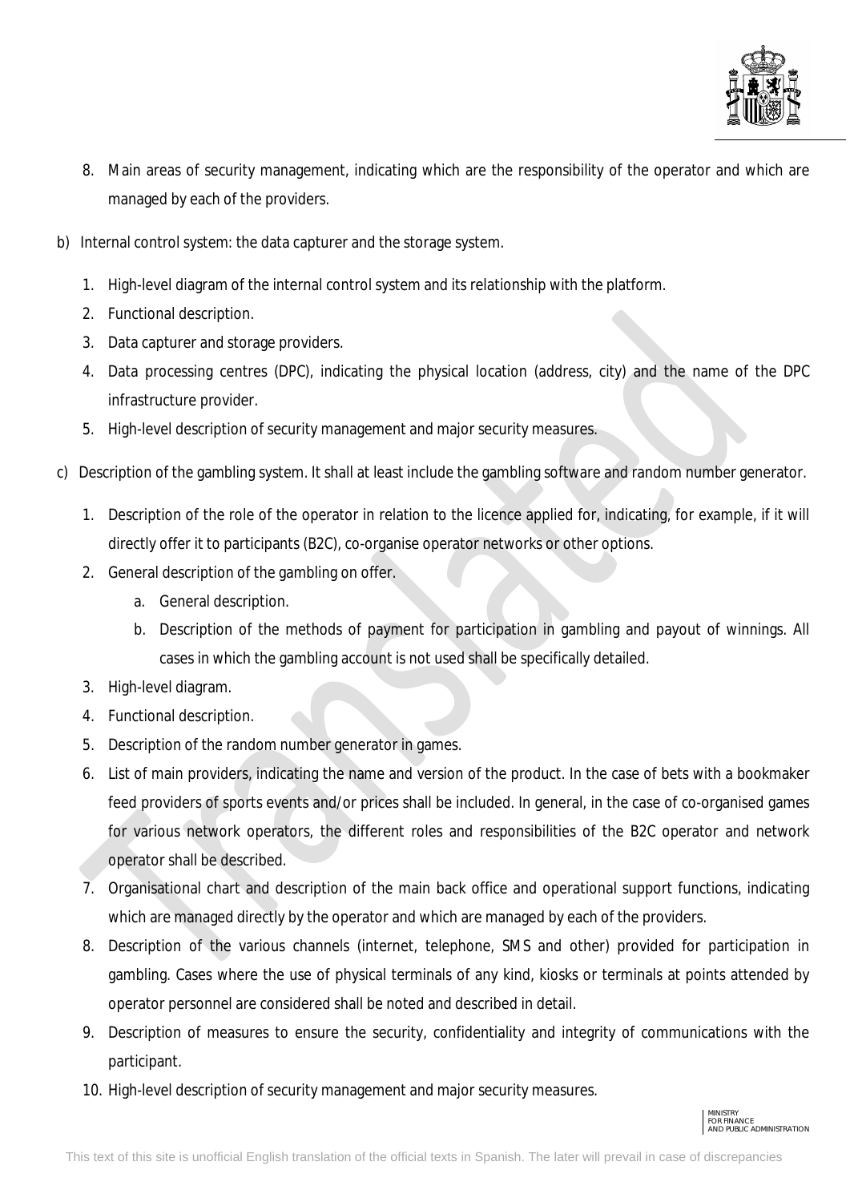8. Main areas of security management, indicating which are the responsibility of the operator and which are managed by each of the providers.

b) Internal control system: the data capturer and the storage system.

1. High-level diagram of the internal control system and its relationship with the platform.
2. Functional description.
3. Data capturer and storage providers.
4. Data processing centres (DPC), indicating the physical location (address, city) and the name of the DPC infrastructure provider.
5. High-level description of security management and major security measures.

c) Description of the gambling system. It shall at least include the gambling software and random number generator.

1. Description of the role of the operator in relation to the licence applied for, indicating, for example, if it will directly offer it to participants (B2C), co-organise operator networks or other options.
2. General description of the gambling on offer.
   a. General description.
   b. Description of the methods of payment for participation in gambling and payout of winnings. All cases in which the gambling account is not used shall be specifically detailed.
3. High-level diagram.
4. Functional description.
5. Description of the random number generator in games.
6. List of main providers, indicating the name and version of the product. In the case of bets with a bookmaker feed providers of sports events and/or prices shall be included. In general, in the case of co-organised games for various network operators, the different roles and responsibilities of the B2C operator and network operator shall be described.
7. Organisational chart and description of the main back office and operational support functions, indicating which are managed directly by the operator and which are managed by each of the providers.
8. Description of the various channels (internet, telephone, SMS and other) provided for participation in gambling. Cases where the use of physical terminals of any kind, kiosks or terminals at points attended by operator personnel are considered shall be noted and described in detail.
9. Description of measures to ensure the security, confidentiality and integrity of communications with the participant.
10. High-level description of security management and major security measures.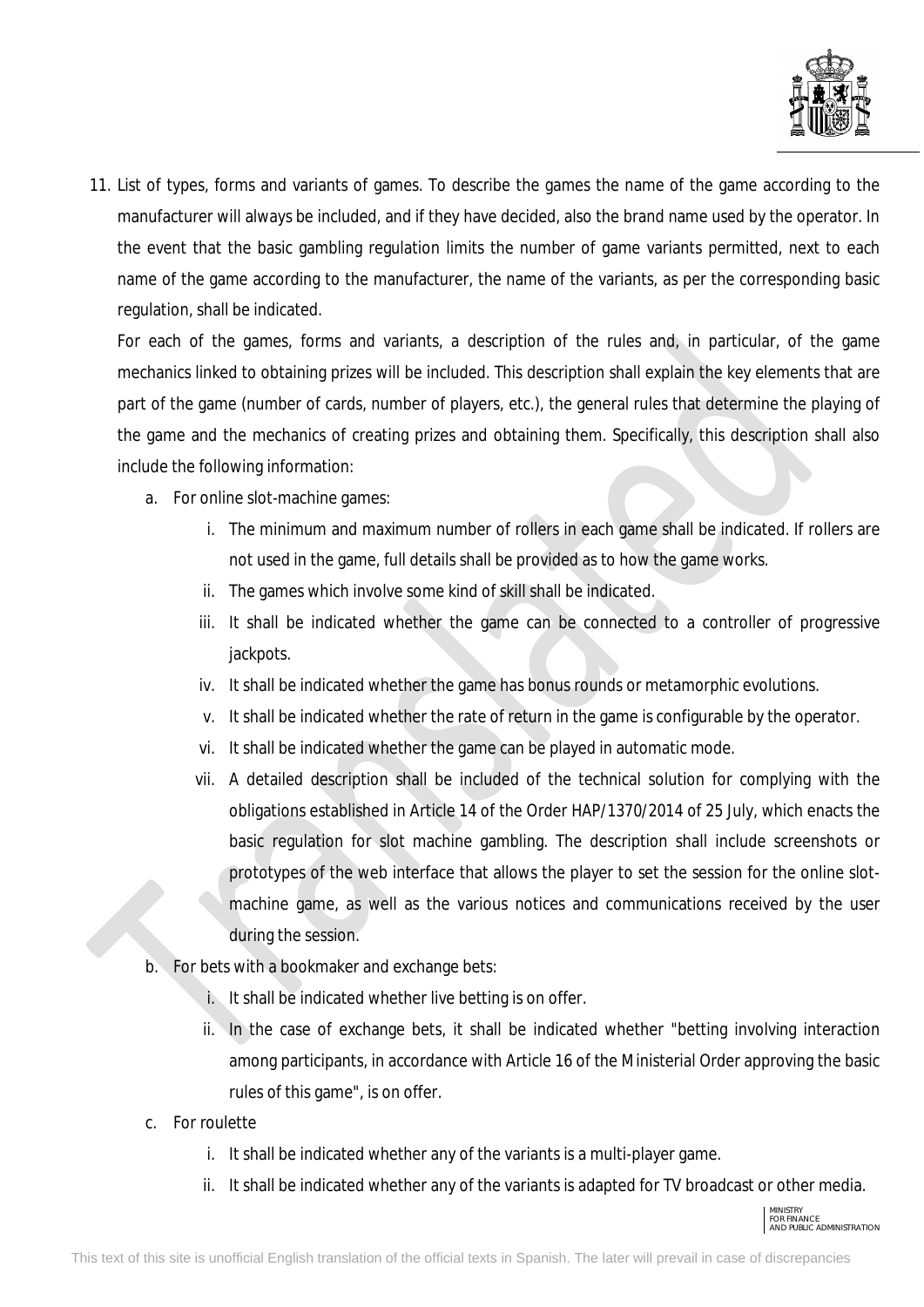11. List of types, forms and variants of games. To describe the games the name of the game according to the manufacturer will always be included, and if they have decided, also the brand name used by the operator. In the event that the basic gambling regulation limits the number of game variants permitted, next to each name of the game according to the manufacturer, the name of the variants, as per the corresponding basic regulation, shall be indicated.

    For each of the games, forms and variants, a description of the rules and, in particular, of the game mechanics linked to obtaining prizes will be included. This description shall explain the key elements that are part of the game (number of cards, number of players, etc.), the general rules that determine the playing of the game and the mechanics of creating prizes and obtaining them. Specifically, this description shall also include the following information:

    a. For online slot-machine games:
        i. The minimum and maximum number of rollers in each game shall be indicated. If rollers are not used in the game, full details shall be provided as to how the game works.
        ii. The games which involve some kind of skill shall be indicated.
        iii. It shall be indicated whether the game can be connected to a controller of progressive jackpots.
        iv. It shall be indicated whether the game has bonus rounds or metamorphic evolutions.
        v. It shall be indicated whether the rate of return in the game is configurable by the operator.
        vi. It shall be indicated whether the game can be played in automatic mode.
        vii. A detailed description shall be included of the technical solution for complying with the obligations established in Article 14 of the Order HAP/1370/2014 of 25 July, which enacts the basic regulation for slot machine gambling. The description shall include screenshots or prototypes of the web interface that allows the player to set the session for the online slot-machine game, as well as the various notices and communications received by the user during the session.

    b. For bets with a bookmaker and exchange bets:
        i. It shall be indicated whether live betting is on offer.
        ii. In the case of exchange bets, it shall be indicated whether "betting involving interaction among participants, in accordance with Article 16 of the Ministerial Order approving the basic rules of this game", is on offer.

    c. For roulette
        i. It shall be indicated whether any of the variants is a multi-player game.
        ii. It shall be indicated whether any of the variants is adapted for TV broadcast or other media.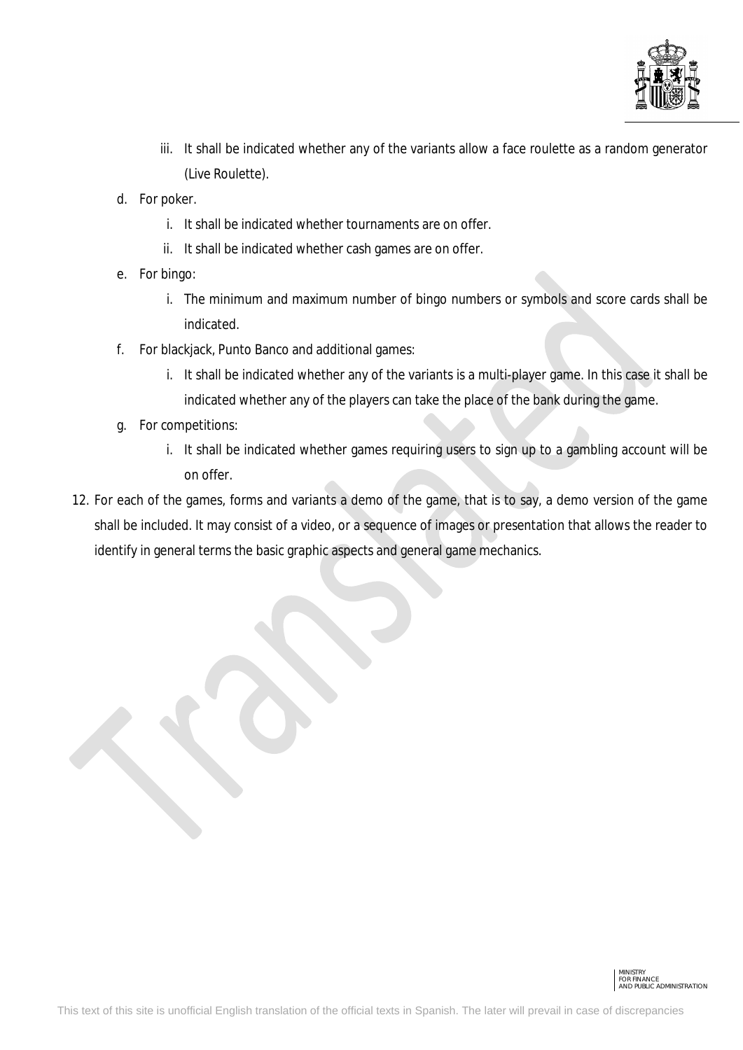iii. It shall be indicated whether any of the variants allow a face roulette as a random generator (Live Roulette).

d. For poker.
   i. It shall be indicated whether tournaments are on offer.
   ii. It shall be indicated whether cash games are on offer.

e. For bingo:
   i. The minimum and maximum number of bingo numbers or symbols and score cards shall be indicated.

f. For blackjack, Punto Banco and additional games:
   i. It shall be indicated whether any of the variants is a multi-player game. In this case it shall be indicated whether any of the players can take the place of the bank during the game.

g. For competitions:
   i. It shall be indicated whether games requiring users to sign up to a gambling account will be on offer.

12. For each of the games, forms and variants a demo of the game, that is to say, a demo version of the game shall be included. It may consist of a video, or a sequence of images or presentation that allows the reader to identify in general terms the basic graphic aspects and general game mechanics.